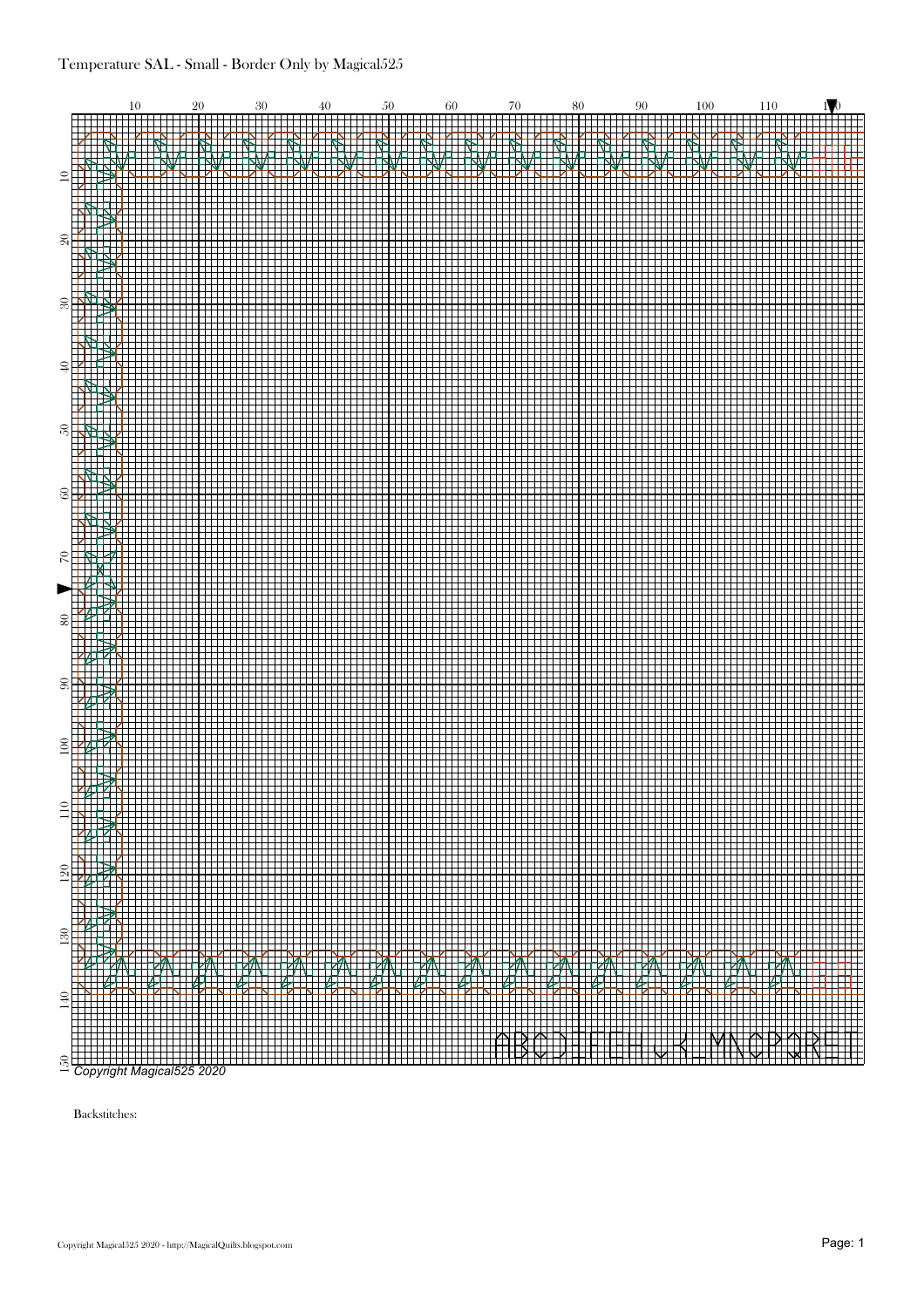Temperature SAL - Small - Border Only by Magical525

Copyright Magical525 2020

Backstitches: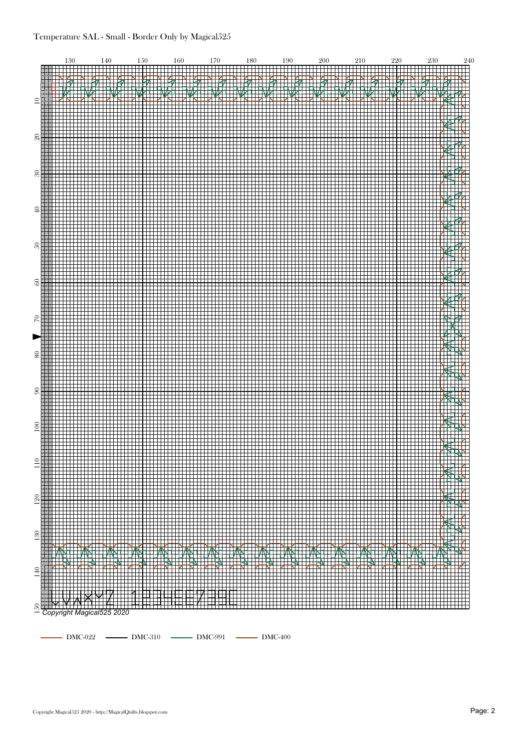Temperature SAL - Small - Border Only by Magical525

Copyright Magical525 2020

DMC-022 DMC-310 DMC-991 DMC-400

Copyright Magical525 2020 - http://MagicalQuilts.blogspot.com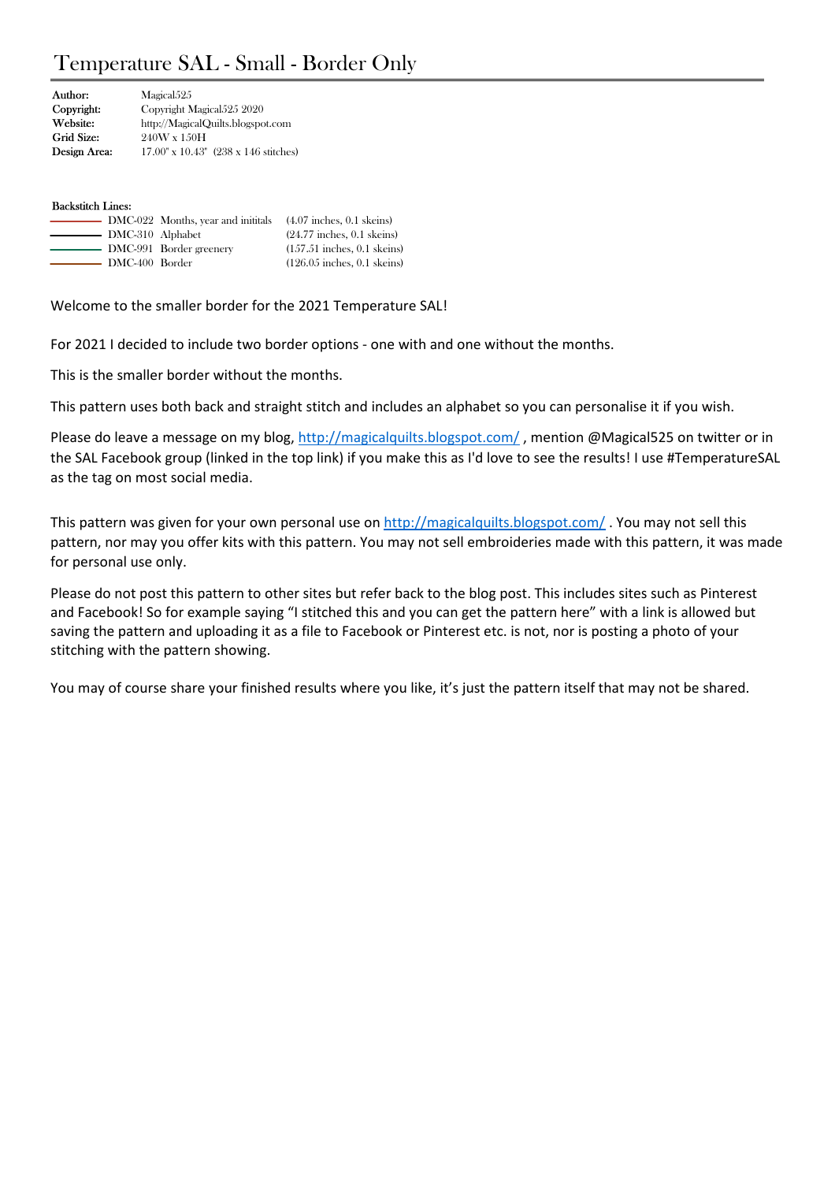# Temperature SAL - Small - Border Only

| | |
|---|---|
| **Author:** | Magical525 |
| **Copyright:** | Copyright Magical525 2020 |
| **Website:** | http://MagicalQuilts.blogspot.com |
| **Grid Size:** | 240W x 150H |
| **Design Area:** | 17.00" x 10.43" (238 x 146 stitches) |

**Backstitch Lines:**

| | | | |
|---|---|---|---|
| DMC-022 | Months, year and initials | (4.07 inches, 0.1 skeins) |
| DMC-310 | Alphabet | (24.77 inches, 0.1 skeins) |
| DMC-991 | Border greenery | (157.51 inches, 0.1 skeins) |
| DMC-400 | Border | (126.05 inches, 0.1 skeins) |

Welcome to the smaller border for the 2021 Temperature SAL!

For 2021 I decided to include two border options - one with and one without the months.

This is the smaller border without the months.

This pattern uses both back and straight stitch and includes an alphabet so you can personalise it if you wish.

Please do leave a message on my blog, http://magicalquilts.blogspot.com/ , mention @Magical525 on twitter or in the SAL Facebook group (linked in the top link) if you make this as I'd love to see the results! I use #TemperatureSAL as the tag on most social media.

This pattern was given for your own personal use on http://magicalquilts.blogspot.com/ . You may not sell this pattern, nor may you offer kits with this pattern. You may not sell embroideries made with this pattern, it was made for personal use only.

Please do not post this pattern to other sites but refer back to the blog post. This includes sites such as Pinterest and Facebook! So for example saying "I stitched this and you can get the pattern here" with a link is allowed but saving the pattern and uploading it as a file to Facebook or Pinterest etc. is not, nor is posting a photo of your stitching with the pattern showing.

You may of course share your finished results where you like, it's just the pattern itself that may not be shared.